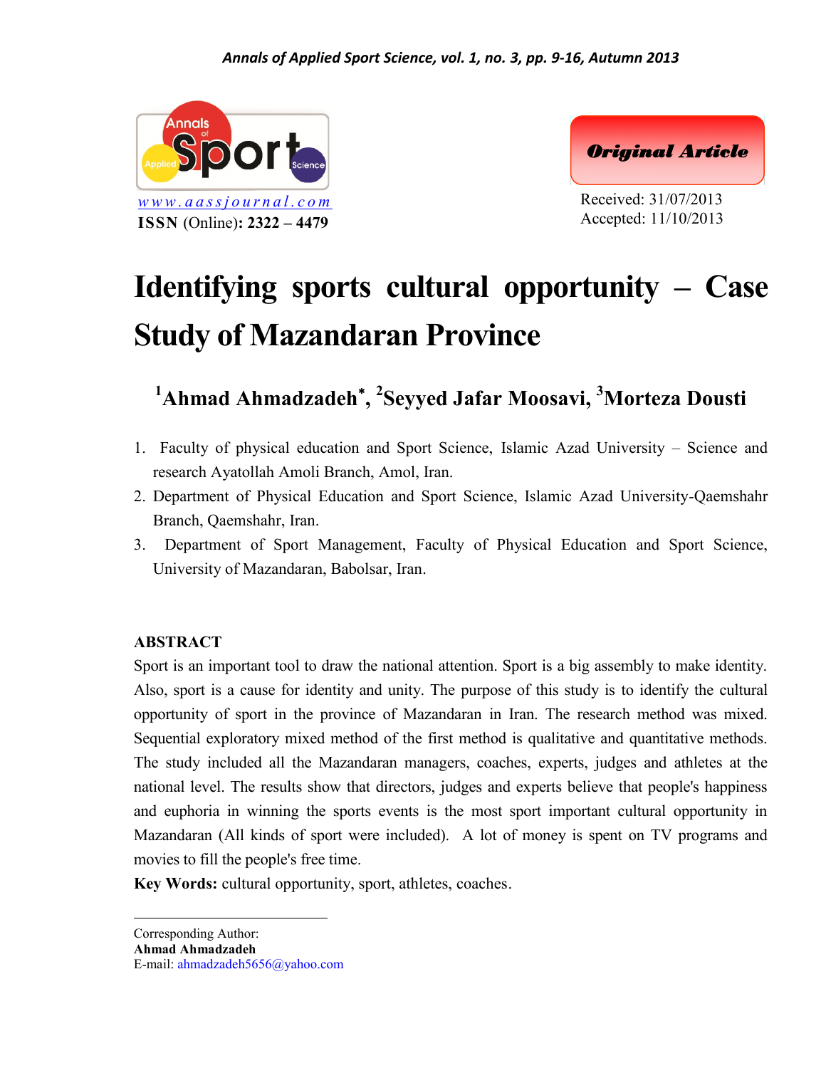Original Article

www.aassjournal.com
**ISSN** (Online)**: 2322 – 4479**

Received: 31/07/2013
Accepted: 11/10/2013

# Identifying sports cultural opportunity – Case Study of Mazandaran Province

## [1]Ahmad Ahmadzadeh*, [2]Seyyed Jafar Moosavi, [3]Morteza Dousti

1. Faculty of physical education and Sport Science, Islamic Azad University – Science and research Ayatollah Amoli Branch, Amol, Iran.
2. Department of Physical Education and Sport Science, Islamic Azad University-Qaemshahr Branch, Qaemshahr, Iran.
3. Department of Sport Management, Faculty of Physical Education and Sport Science, University of Mazandaran, Babolsar, Iran.

**ABSTRACT**

Sport is an important tool to draw the national attention. Sport is a big assembly to make identity. Also, sport is a cause for identity and unity. The purpose of this study is to identify the cultural opportunity of sport in the province of Mazandaran in Iran. The research method was mixed. Sequential exploratory mixed method of the first method is qualitative and quantitative methods. The study included all the Mazandaran managers, coaches, experts, judges and athletes at the national level. The results show that directors, judges and experts believe that people's happiness and euphoria in winning the sports events is the most sport important cultural opportunity in Mazandaran (All kinds of sport were included). A lot of money is spent on TV programs and movies to fill the people's free time.

**Key Words:** cultural opportunity, sport, athletes, coaches.

---

Corresponding Author:
**Ahmad Ahmadzadeh**
E-mail: ahmadzadeh5656@yahoo.com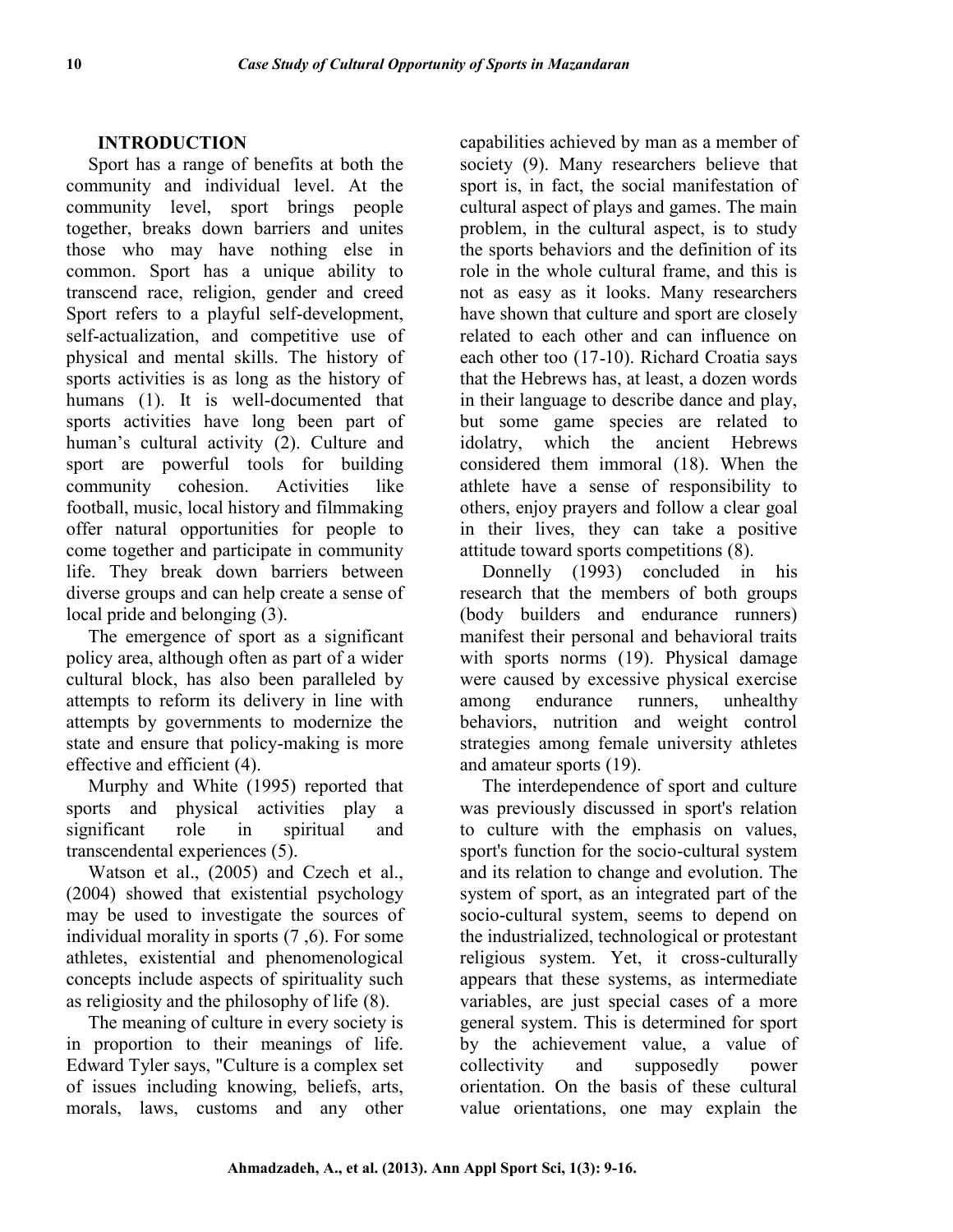## INTRODUCTION

Sport has a range of benefits at both the community and individual level. At the community level, sport brings people together, breaks down barriers and unites those who may have nothing else in common. Sport has a unique ability to transcend race, religion, gender and creed Sport refers to a playful self-development, self-actualization, and competitive use of physical and mental skills. The history of sports activities is as long as the history of humans (1). It is well-documented that sports activities have long been part of human's cultural activity (2). Culture and sport are powerful tools for building community cohesion. Activities like football, music, local history and filmmaking offer natural opportunities for people to come together and participate in community life. They break down barriers between diverse groups and can help create a sense of local pride and belonging (3).

The emergence of sport as a significant policy area, although often as part of a wider cultural block, has also been paralleled by attempts to reform its delivery in line with attempts by governments to modernize the state and ensure that policy-making is more effective and efficient (4).

Murphy and White (1995) reported that sports and physical activities play a significant role in spiritual and transcendental experiences (5).

Watson et al., (2005) and Czech et al., (2004) showed that existential psychology may be used to investigate the sources of individual morality in sports (7 ,6). For some athletes, existential and phenomenological concepts include aspects of spirituality such as religiosity and the philosophy of life (8).

The meaning of culture in every society is in proportion to their meanings of life. Edward Tyler says, "Culture is a complex set of issues including knowing, beliefs, arts, morals, laws, customs and any other capabilities achieved by man as a member of society (9). Many researchers believe that sport is, in fact, the social manifestation of cultural aspect of plays and games. The main problem, in the cultural aspect, is to study the sports behaviors and the definition of its role in the whole cultural frame, and this is not as easy as it looks. Many researchers have shown that culture and sport are closely related to each other and can influence on each other too (17-10). Richard Croatia says that the Hebrews has, at least, a dozen words in their language to describe dance and play, but some game species are related to idolatry, which the ancient Hebrews considered them immoral (18). When the athlete have a sense of responsibility to others, enjoy prayers and follow a clear goal in their lives, they can take a positive attitude toward sports competitions (8).

Donnelly (1993) concluded in his research that the members of both groups (body builders and endurance runners) manifest their personal and behavioral traits with sports norms (19). Physical damage were caused by excessive physical exercise among endurance runners, unhealthy behaviors, nutrition and weight control strategies among female university athletes and amateur sports (19).

The interdependence of sport and culture was previously discussed in sport's relation to culture with the emphasis on values, sport's function for the socio-cultural system and its relation to change and evolution. The system of sport, as an integrated part of the socio-cultural system, seems to depend on the industrialized, technological or protestant religious system. Yet, it cross-culturally appears that these systems, as intermediate variables, are just special cases of a more general system. This is determined for sport by the achievement value, a value of collectivity and supposedly power orientation. On the basis of these cultural value orientations, one may explain the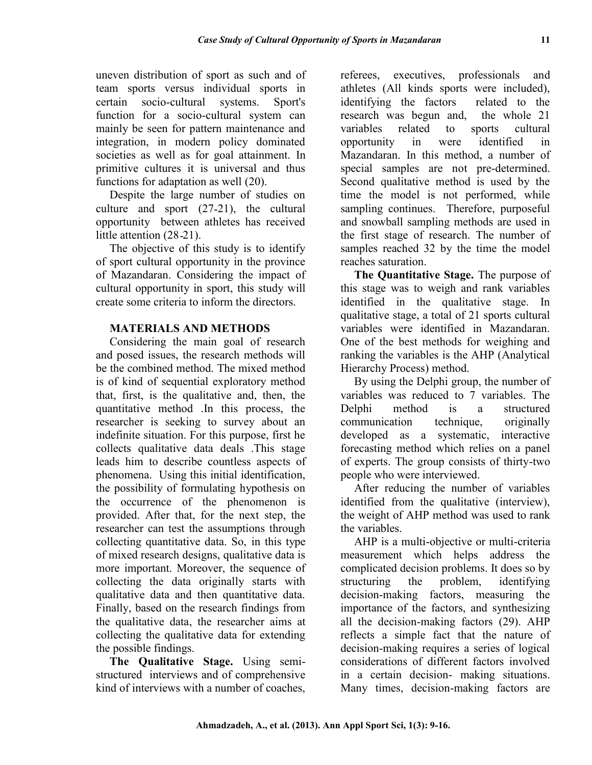uneven distribution of sport as such and of team sports versus individual sports in certain socio-cultural systems. Sport's function for a socio-cultural system can mainly be seen for pattern maintenance and integration, in modern policy dominated societies as well as for goal attainment. In primitive cultures it is universal and thus functions for adaptation as well (20).

Despite the large number of studies on culture and sport (27-21), the cultural opportunity between athletes has received little attention (28-21).

The objective of this study is to identify of sport cultural opportunity in the province of Mazandaran. Considering the impact of cultural opportunity in sport, this study will create some criteria to inform the directors.

## MATERIALS AND METHODS

Considering the main goal of research and posed issues, the research methods will be the combined method. The mixed method is of kind of sequential exploratory method that, first, is the qualitative and, then, the quantitative method .In this process, the researcher is seeking to survey about an indefinite situation. For this purpose, first he collects qualitative data deals .This stage leads him to describe countless aspects of phenomena. Using this initial identification, the possibility of formulating hypothesis on the occurrence of the phenomenon is provided. After that, for the next step, the researcher can test the assumptions through collecting quantitative data. So, in this type of mixed research designs, qualitative data is more important. Moreover, the sequence of collecting the data originally starts with qualitative data and then quantitative data. Finally, based on the research findings from the qualitative data, the researcher aims at collecting the qualitative data for extending the possible findings.

**The Qualitative Stage.** Using semi-structured interviews and of comprehensive kind of interviews with a number of coaches, referees, executives, professionals and athletes (All kinds sports were included), identifying the factors related to the research was begun and, the whole 21 variables related to sports cultural opportunity in were identified in Mazandaran. In this method, a number of special samples are not pre-determined. Second qualitative method is used by the time the model is not performed, while sampling continues. Therefore, purposeful and snowball sampling methods are used in the first stage of research. The number of samples reached 32 by the time the model reaches saturation.

**The Quantitative Stage.** The purpose of this stage was to weigh and rank variables identified in the qualitative stage. In qualitative stage, a total of 21 sports cultural variables were identified in Mazandaran. One of the best methods for weighing and ranking the variables is the AHP (Analytical Hierarchy Process) method.

By using the Delphi group, the number of variables was reduced to 7 variables. The Delphi method is a structured communication technique, originally developed as a systematic, interactive forecasting method which relies on a panel of experts. The group consists of thirty-two people who were interviewed.

After reducing the number of variables identified from the qualitative (interview), the weight of AHP method was used to rank the variables.

AHP is a multi-objective or multi-criteria measurement which helps address the complicated decision problems. It does so by structuring the problem, identifying decision-making factors, measuring the importance of the factors, and synthesizing all the decision-making factors (29). AHP reflects a simple fact that the nature of decision-making requires a series of logical considerations of different factors involved in a certain decision- making situations. Many times, decision-making factors are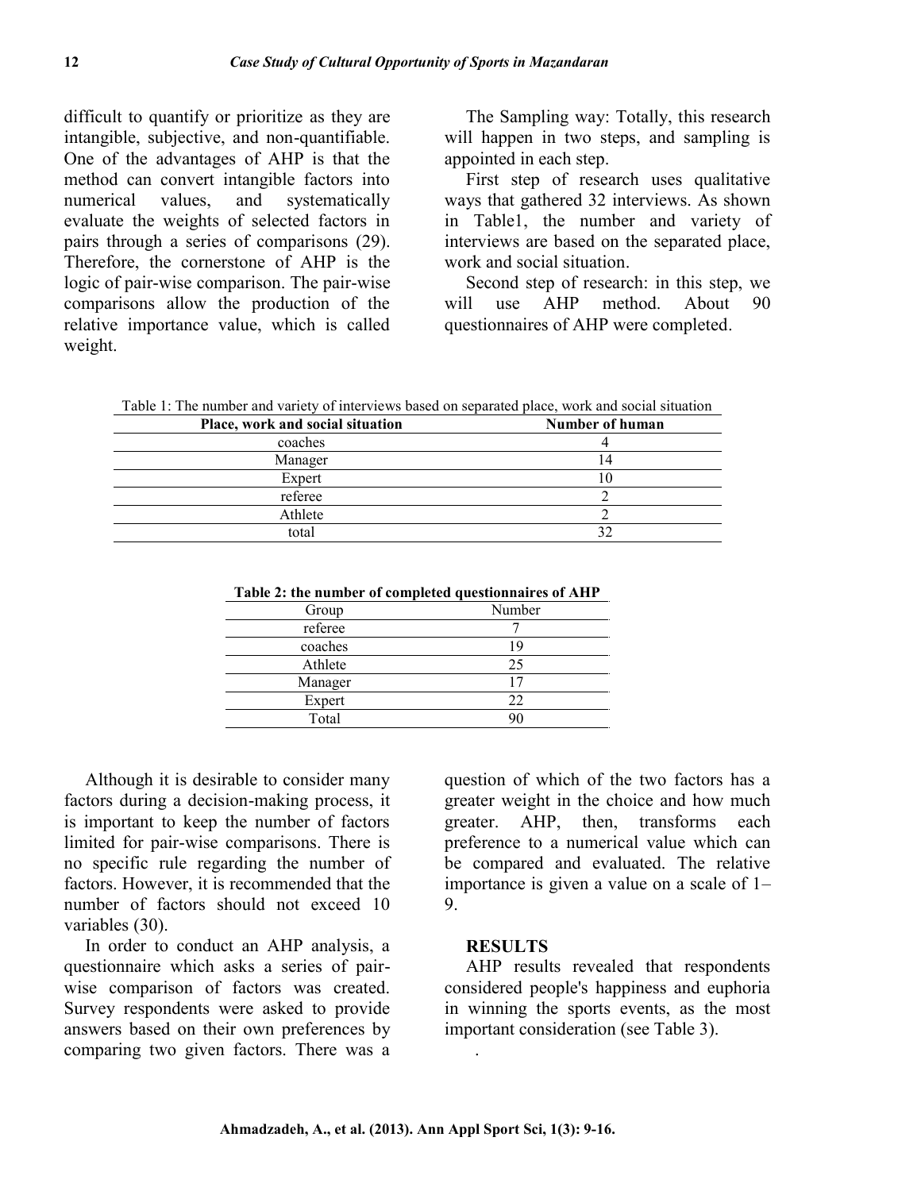difficult to quantify or prioritize as they are intangible, subjective, and non-quantifiable. One of the advantages of AHP is that the method can convert intangible factors into numerical values, and systematically evaluate the weights of selected factors in pairs through a series of comparisons (29). Therefore, the cornerstone of AHP is the logic of pair-wise comparison. The pair-wise comparisons allow the production of the relative importance value, which is called weight.

The Sampling way: Totally, this research will happen in two steps, and sampling is appointed in each step.

First step of research uses qualitative ways that gathered 32 interviews. As shown in Table1, the number and variety of interviews are based on the separated place, work and social situation.

Second step of research: in this step, we will use AHP method. About 90 questionnaires of AHP were completed.

Table 1: The number and variety of interviews based on separated place, work and social situation

| Place, work and social situation | Number of human |
|---|---|
| coaches | 4 |
| Manager | 14 |
| Expert | 10 |
| referee | 2 |
| Athlete | 2 |
| total | 32 |

**Table 2: the number of completed questionnaires of AHP**

| Group | Number |
|---|---|
| referee | 7 |
| coaches | 19 |
| Athlete | 25 |
| Manager | 17 |
| Expert | 22 |
| Total | 90 |

Although it is desirable to consider many factors during a decision-making process, it is important to keep the number of factors limited for pair-wise comparisons. There is no specific rule regarding the number of factors. However, it is recommended that the number of factors should not exceed 10 variables (30).

In order to conduct an AHP analysis, a questionnaire which asks a series of pair-wise comparison of factors was created. Survey respondents were asked to provide answers based on their own preferences by comparing two given factors. There was a question of which of the two factors has a greater weight in the choice and how much greater. AHP, then, transforms each preference to a numerical value which can be compared and evaluated. The relative importance is given a value on a scale of 1–9.

## RESULTS

AHP results revealed that respondents considered people's happiness and euphoria in winning the sports events, as the most important consideration (see Table 3).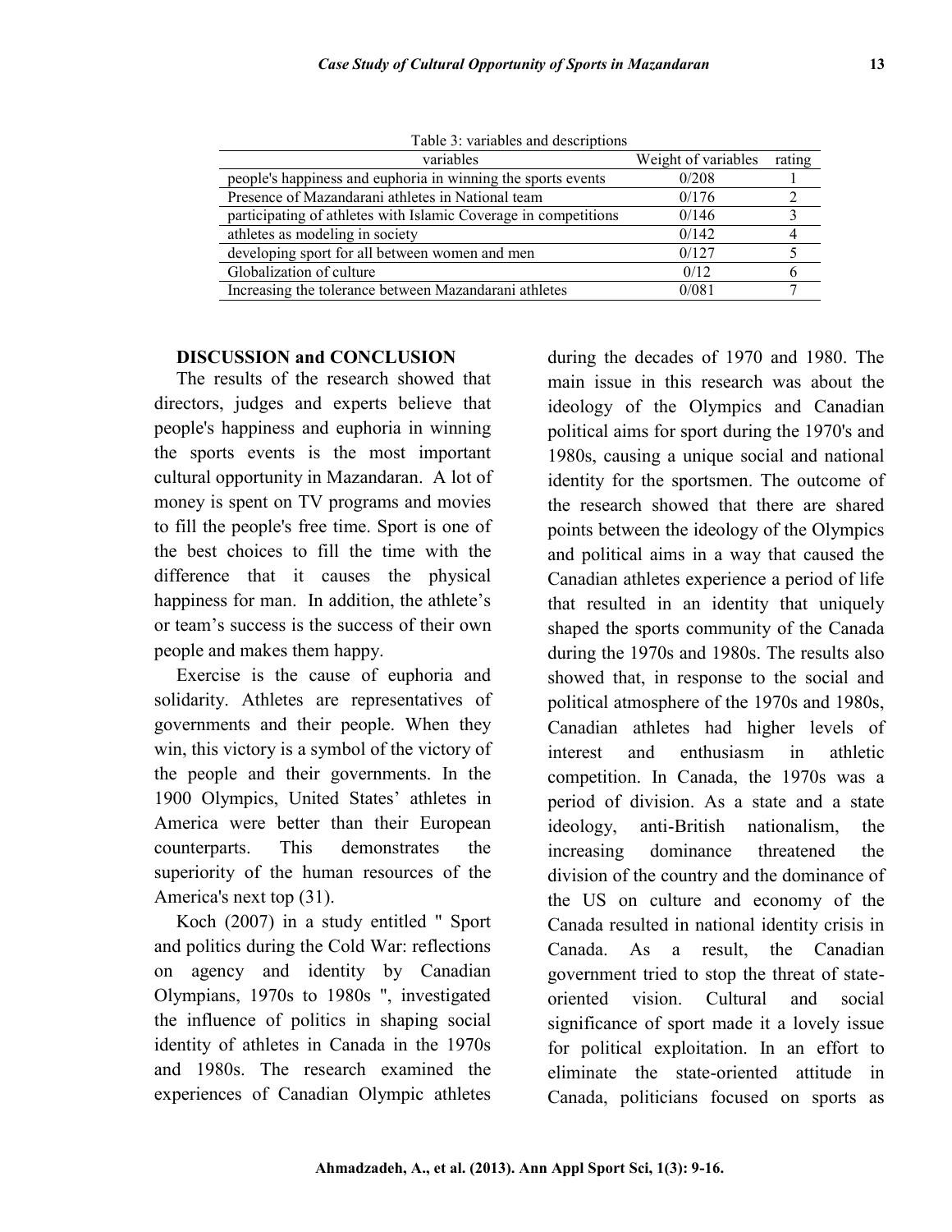Table 3: variables and descriptions

| variables | Weight of variables | rating |
|---|---|---|
| people's happiness and euphoria in winning the sports events | 0/208 | 1 |
| Presence of Mazandarani athletes in National team | 0/176 | 2 |
| participating of athletes with Islamic Coverage in competitions | 0/146 | 3 |
| athletes as modeling in society | 0/142 | 4 |
| developing sport for all between women and men | 0/127 | 5 |
| Globalization of culture | 0/12 | 6 |
| Increasing the tolerance between Mazandarani athletes | 0/081 | 7 |

## DISCUSSION and CONCLUSION

The results of the research showed that directors, judges and experts believe that people's happiness and euphoria in winning the sports events is the most important cultural opportunity in Mazandaran. A lot of money is spent on TV programs and movies to fill the people's free time. Sport is one of the best choices to fill the time with the difference that it causes the physical happiness for man. In addition, the athlete's or team's success is the success of their own people and makes them happy.

Exercise is the cause of euphoria and solidarity. Athletes are representatives of governments and their people. When they win, this victory is a symbol of the victory of the people and their governments. In the 1900 Olympics, United States' athletes in America were better than their European counterparts. This demonstrates the superiority of the human resources of the America's next top (31).

Koch (2007) in a study entitled " Sport and politics during the Cold War: reflections on agency and identity by Canadian Olympians, 1970s to 1980s ", investigated the influence of politics in shaping social identity of athletes in Canada in the 1970s and 1980s. The research examined the experiences of Canadian Olympic athletes during the decades of 1970 and 1980. The main issue in this research was about the ideology of the Olympics and Canadian political aims for sport during the 1970's and 1980s, causing a unique social and national identity for the sportsmen. The outcome of the research showed that there are shared points between the ideology of the Olympics and political aims in a way that caused the Canadian athletes experience a period of life that resulted in an identity that uniquely shaped the sports community of the Canada during the 1970s and 1980s. The results also showed that, in response to the social and political atmosphere of the 1970s and 1980s, Canadian athletes had higher levels of interest and enthusiasm in athletic competition. In Canada, the 1970s was a period of division. As a state and a state ideology, anti-British nationalism, the increasing dominance threatened the division of the country and the dominance of the US on culture and economy of the Canada resulted in national identity crisis in Canada. As a result, the Canadian government tried to stop the threat of state-oriented vision. Cultural and social significance of sport made it a lovely issue for political exploitation. In an effort to eliminate the state-oriented attitude in Canada, politicians focused on sports as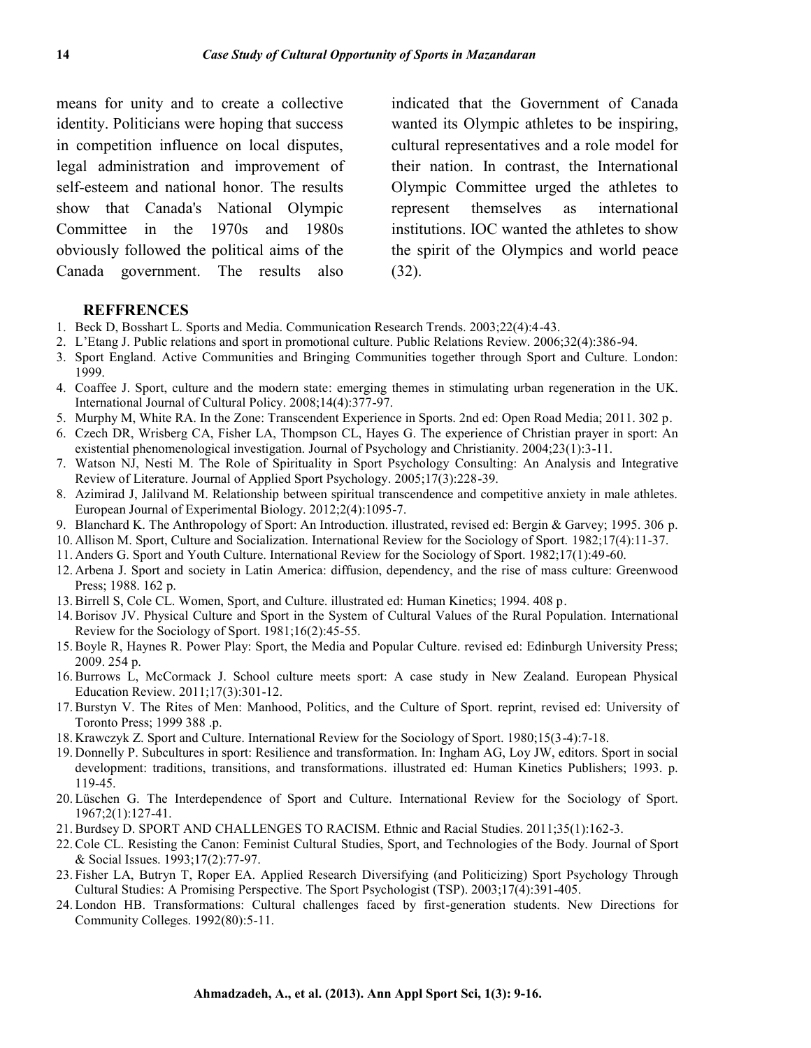means for unity and to create a collective identity. Politicians were hoping that success in competition influence on local disputes, legal administration and improvement of self-esteem and national honor. The results show that Canada's National Olympic Committee in the 1970s and 1980s obviously followed the political aims of the Canada government. The results also indicated that the Government of Canada wanted its Olympic athletes to be inspiring, cultural representatives and a role model for their nation. In contrast, the International Olympic Committee urged the athletes to represent themselves as international institutions. IOC wanted the athletes to show the spirit of the Olympics and world peace (32).

## REFFRENCES

1. Beck D, Bosshart L. Sports and Media. Communication Research Trends. 2003;22(4):4-43.
2. L'Etang J. Public relations and sport in promotional culture. Public Relations Review. 2006;32(4):386-94.
3. Sport England. Active Communities and Bringing Communities together through Sport and Culture. London: 1999.
4. Coaffee J. Sport, culture and the modern state: emerging themes in stimulating urban regeneration in the UK. International Journal of Cultural Policy. 2008;14(4):377-97.
5. Murphy M, White RA. In the Zone: Transcendent Experience in Sports. 2nd ed: Open Road Media; 2011. 302 p.
6. Czech DR, Wrisberg CA, Fisher LA, Thompson CL, Hayes G. The experience of Christian prayer in sport: An existential phenomenological investigation. Journal of Psychology and Christianity. 2004;23(1):3-11.
7. Watson NJ, Nesti M. The Role of Spirituality in Sport Psychology Consulting: An Analysis and Integrative Review of Literature. Journal of Applied Sport Psychology. 2005;17(3):228-39.
8. Azimirad J, Jalilvand M. Relationship between spiritual transcendence and competitive anxiety in male athletes. European Journal of Experimental Biology. 2012;2(4):1095-7.
9. Blanchard K. The Anthropology of Sport: An Introduction. illustrated, revised ed: Bergin & Garvey; 1995. 306 p.
10. Allison M. Sport, Culture and Socialization. International Review for the Sociology of Sport. 1982;17(4):11-37.
11. Anders G. Sport and Youth Culture. International Review for the Sociology of Sport. 1982;17(1):49-60.
12. Arbena J. Sport and society in Latin America: diffusion, dependency, and the rise of mass culture: Greenwood Press; 1988. 162 p.
13. Birrell S, Cole CL. Women, Sport, and Culture. illustrated ed: Human Kinetics; 1994. 408 p.
14. Borisov JV. Physical Culture and Sport in the System of Cultural Values of the Rural Population. International Review for the Sociology of Sport. 1981;16(2):45-55.
15. Boyle R, Haynes R. Power Play: Sport, the Media and Popular Culture. revised ed: Edinburgh University Press; 2009. 254 p.
16. Burrows L, McCormack J. School culture meets sport: A case study in New Zealand. European Physical Education Review. 2011;17(3):301-12.
17. Burstyn V. The Rites of Men: Manhood, Politics, and the Culture of Sport. reprint, revised ed: University of Toronto Press; 1999 388 .p.
18. Krawczyk Z. Sport and Culture. International Review for the Sociology of Sport. 1980;15(3-4):7-18.
19. Donnelly P. Subcultures in sport: Resilience and transformation. In: Ingham AG, Loy JW, editors. Sport in social development: traditions, transitions, and transformations. illustrated ed: Human Kinetics Publishers; 1993. p. 119-45.
20. Lüschen G. The Interdependence of Sport and Culture. International Review for the Sociology of Sport. 1967;2(1):127-41.
21. Burdsey D. SPORT AND CHALLENGES TO RACISM. Ethnic and Racial Studies. 2011;35(1):162-3.
22. Cole CL. Resisting the Canon: Feminist Cultural Studies, Sport, and Technologies of the Body. Journal of Sport & Social Issues. 1993;17(2):77-97.
23. Fisher LA, Butryn T, Roper EA. Applied Research Diversifying (and Politicizing) Sport Psychology Through Cultural Studies: A Promising Perspective. The Sport Psychologist (TSP). 2003;17(4):391-405.
24. London HB. Transformations: Cultural challenges faced by first-generation students. New Directions for Community Colleges. 1992(80):5-11.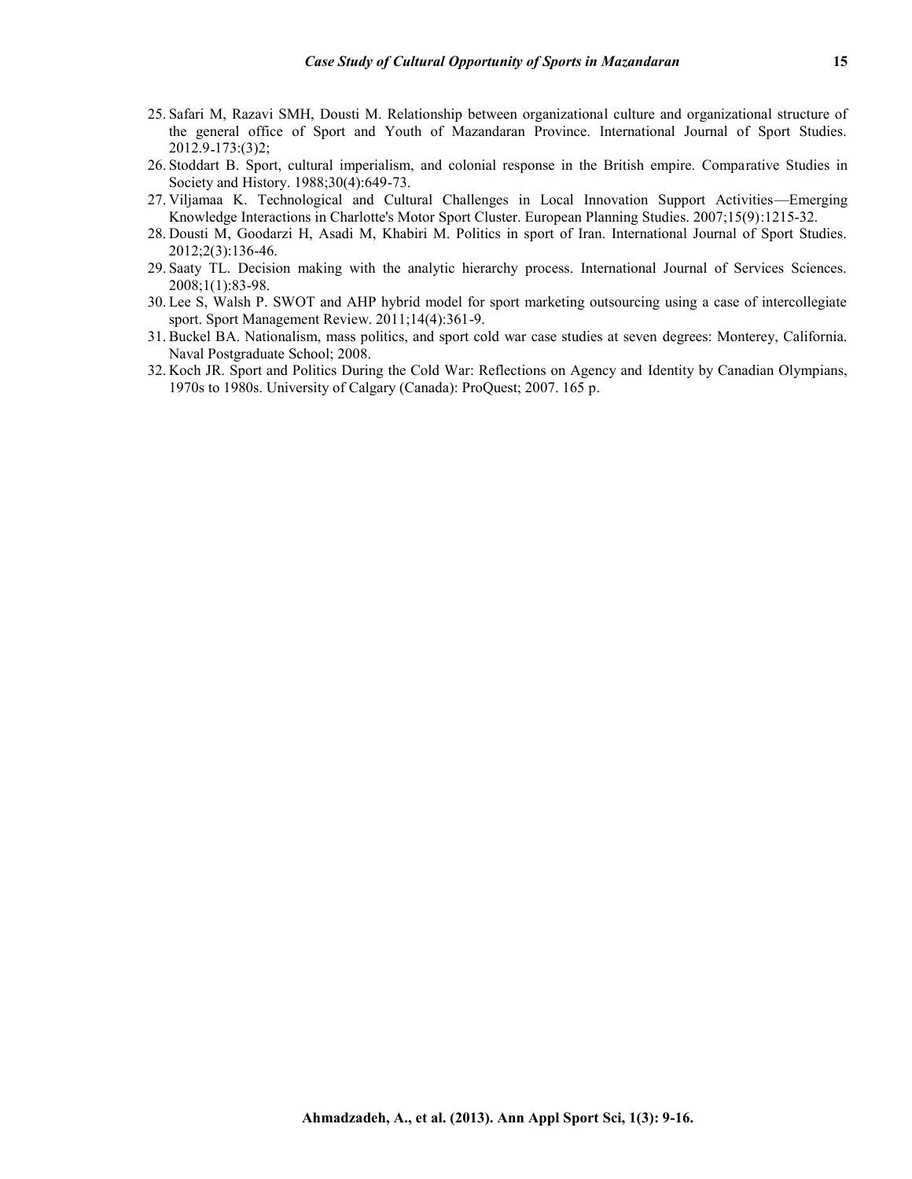25. Safari M, Razavi SMH, Dousti M. Relationship between organizational culture and organizational structure of the general office of Sport and Youth of Mazandaran Province. International Journal of Sport Studies. 2012.9-173:(3)2;
26. Stoddart B. Sport, cultural imperialism, and colonial response in the British empire. Comparative Studies in Society and History. 1988;30(4):649-73.
27. Viljamaa K. Technological and Cultural Challenges in Local Innovation Support Activities—Emerging Knowledge Interactions in Charlotte's Motor Sport Cluster. European Planning Studies. 2007;15(9):1215-32.
28. Dousti M, Goodarzi H, Asadi M, Khabiri M. Politics in sport of Iran. International Journal of Sport Studies. 2012;2(3):136-46.
29. Saaty TL. Decision making with the analytic hierarchy process. International Journal of Services Sciences. 2008;1(1):83-98.
30. Lee S, Walsh P. SWOT and AHP hybrid model for sport marketing outsourcing using a case of intercollegiate sport. Sport Management Review. 2011;14(4):361-9.
31. Buckel BA. Nationalism, mass politics, and sport cold war case studies at seven degrees: Monterey, California. Naval Postgraduate School; 2008.
32. Koch JR. Sport and Politics During the Cold War: Reflections on Agency and Identity by Canadian Olympians, 1970s to 1980s. University of Calgary (Canada): ProQuest; 2007. 165 p.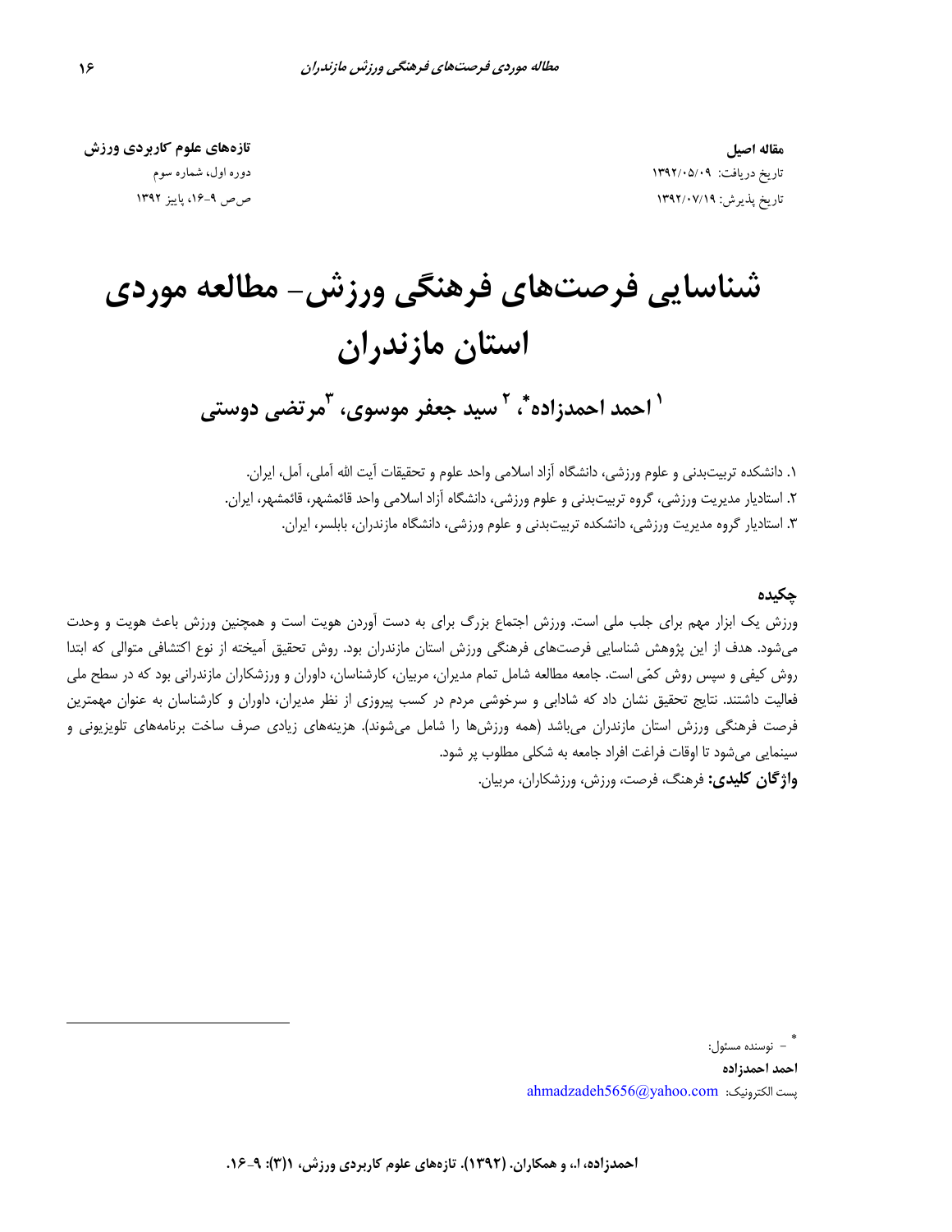**مقاله اصیل**

تاریخ دریافت: ۱۳۹۲/۰۵/۰۹

تاریخ پذیرش: ۱۳۹۲/۰۷/۱۹

**تازه‌های علوم کاربردی ورزش**

دوره اول، شماره سوم

ص‌ص ۹-۱۶، پاییز ۱۳۹۲

# شناسایی فرصت‌های فرهنگی ورزش- مطالعه موردی استان مازندران

## [۱] احمد احمدزاده*، [۲] سید جعفر موسوی، [۳] مرتضی دوستی

۱. دانشکده تربیت‌بدنی و علوم ورزشی، دانشگاه آزاد اسلامی واحد علوم و تحقیقات آیت الله آملی، آمل، ایران.
۲. استادیار مدیریت ورزشی، گروه تربیت‌بدنی و علوم ورزشی، دانشگاه آزاد اسلامی واحد قائمشهر، قائمشهر، ایران.
۳. استادیار گروه مدیریت ورزشی، دانشکده تربیت‌بدنی و علوم ورزشی، دانشگاه مازندران، بابلسر، ایران.

### چکیده

ورزش یک ابزار مهم برای جلب ملی است. ورزش اجتماع بزرگ برای به دست آوردن هویت است و همچنین ورزش باعث هویت و وحدت می‌شود. هدف از این پژوهش شناسایی فرصت‌های فرهنگی ورزش استان مازندران بود. روش تحقیق آمیخته از نوع اکتشافی متوالی که ابتدا روش کیفی و سپس روش کمّی است. جامعه مطالعه شامل تمام مدیران، مربیان، کارشناسان، داوران و ورزشکاران مازندرانی بود که در سطح ملی فعالیت داشتند. نتایج تحقیق نشان داد که شادابی و سرخوشی مردم در کسب پیروزی از نظر مدیران، داوران و کارشناسان به عنوان مهمترین فرصت فرهنگی ورزش استان مازندران می‌باشد (همه ورزش‌ها را شامل می‌شوند). هزینه‌های زیادی صرف ساخت برنامه‌های تلویزیونی و سینمایی می‌شود تا اوقات فراغت افراد جامعه به شکلی مطلوب پر شود.

**واژگان کلیدی:** فرهنگ، فرصت، ورزش، ورزشکاران، مربیان.

---

* - نوسنده مسئول:

**احمد احمدزاده**

پست الکترونیک: ahmadzadeh5656@yahoo.com

**احمدزاده، ا.، و همکاران. (۱۳۹۲). تازه‌های علوم کاربردی ورزش، ۱(۳): ۹-۱۶.**